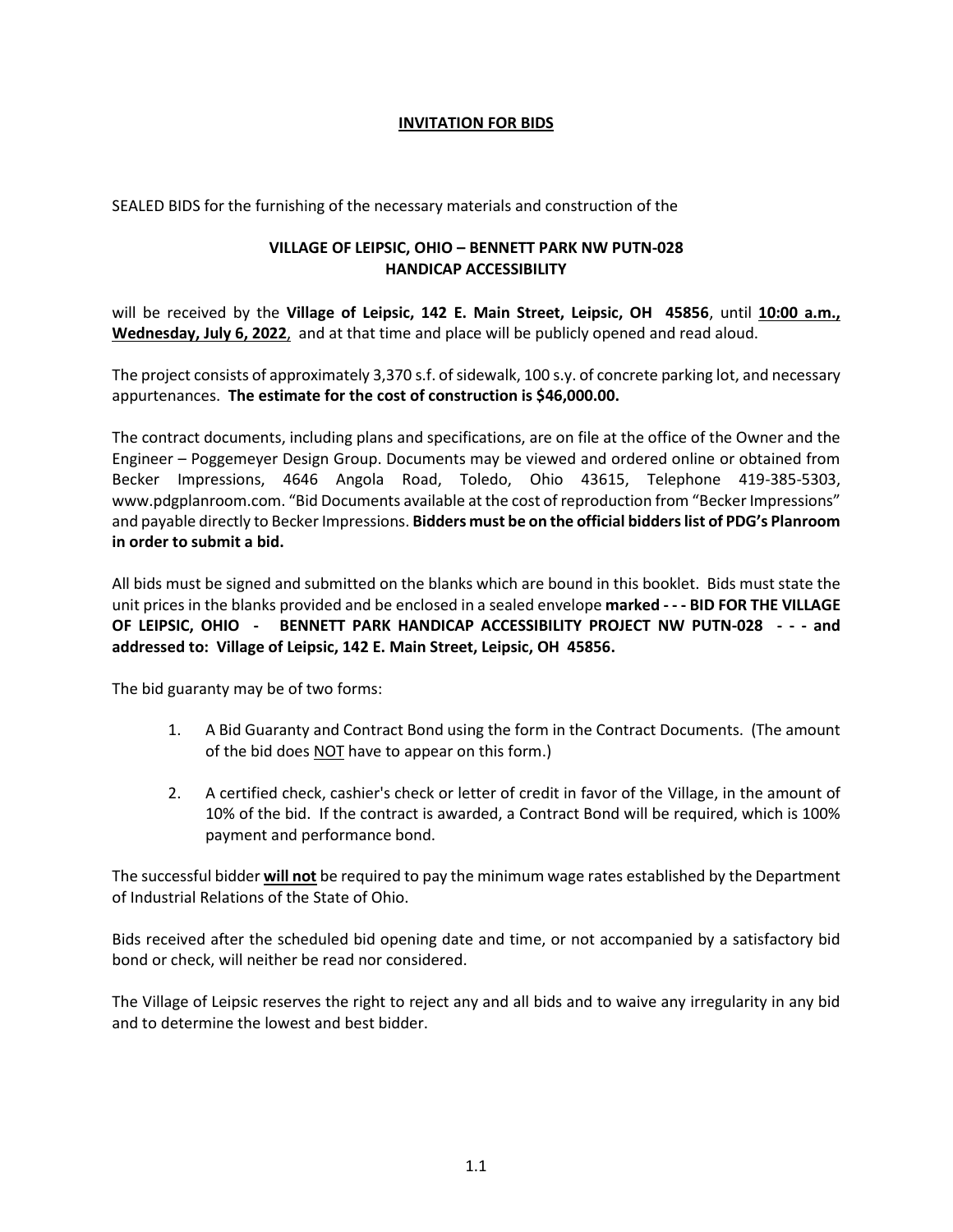# INVITATION FOR BIDS

SEALED BIDS for the furnishing of the necessary materials and construction of the

**VILLAGE OF LEIPSIC, OHIO – BENNETT PARK NW PUTN-028**
**HANDICAP ACCESSIBILITY**

will be received by the **Village of Leipsic, 142 E. Main Street, Leipsic, OH 45856**, until **10:00 a.m., Wednesday, July 6, 2022**, and at that time and place will be publicly opened and read aloud.

The project consists of approximately 3,370 s.f. of sidewalk, 100 s.y. of concrete parking lot, and necessary appurtenances. **The estimate for the cost of construction is $46,000.00.**

The contract documents, including plans and specifications, are on file at the office of the Owner and the Engineer – Poggemeyer Design Group. Documents may be viewed and ordered online or obtained from Becker Impressions, 4646 Angola Road, Toledo, Ohio 43615, Telephone 419-385-5303, www.pdgplanroom.com. "Bid Documents available at the cost of reproduction from "Becker Impressions" and payable directly to Becker Impressions. **Bidders must be on the official bidders list of PDG's Planroom in order to submit a bid.**

All bids must be signed and submitted on the blanks which are bound in this booklet. Bids must state the unit prices in the blanks provided and be enclosed in a sealed envelope **marked - - - BID FOR THE VILLAGE OF LEIPSIC, OHIO - BENNETT PARK HANDICAP ACCESSIBILITY PROJECT NW PUTN-028 - - - and addressed to: Village of Leipsic, 142 E. Main Street, Leipsic, OH 45856.**

The bid guaranty may be of two forms:

1. A Bid Guaranty and Contract Bond using the form in the Contract Documents. (The amount of the bid does NOT have to appear on this form.)
2. A certified check, cashier's check or letter of credit in favor of the Village, in the amount of 10% of the bid. If the contract is awarded, a Contract Bond will be required, which is 100% payment and performance bond.

The successful bidder **will not** be required to pay the minimum wage rates established by the Department of Industrial Relations of the State of Ohio.

Bids received after the scheduled bid opening date and time, or not accompanied by a satisfactory bid bond or check, will neither be read nor considered.

The Village of Leipsic reserves the right to reject any and all bids and to waive any irregularity in any bid and to determine the lowest and best bidder.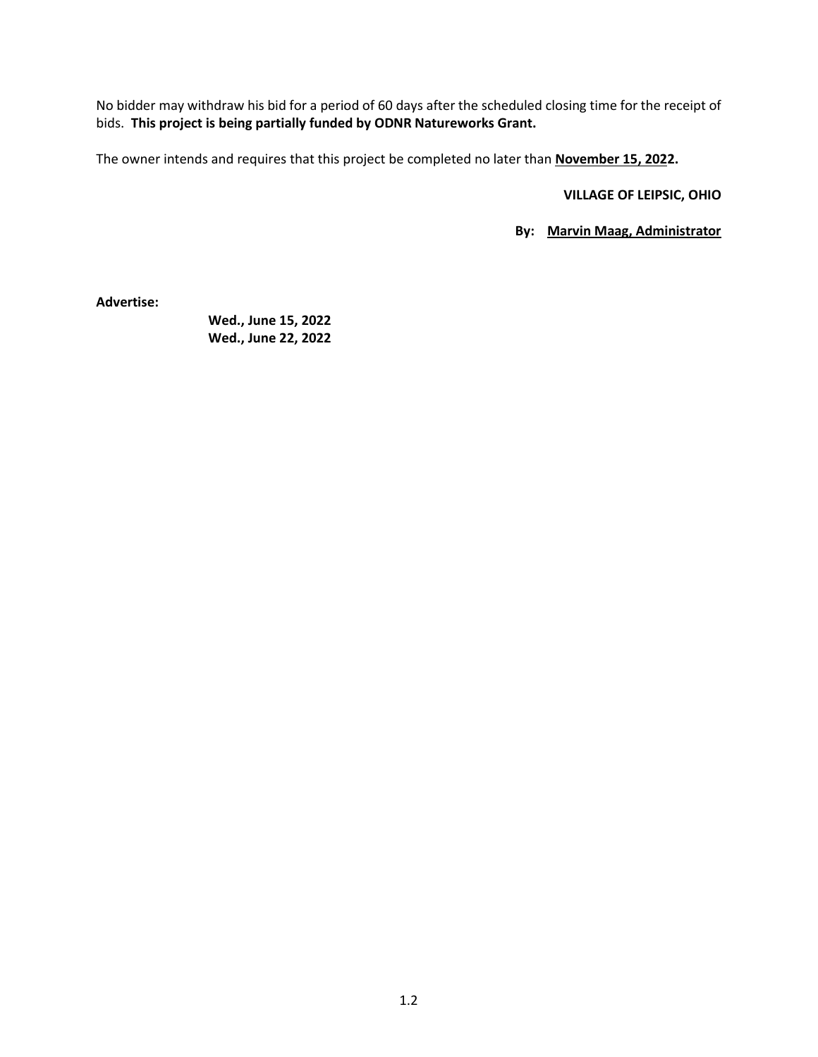No bidder may withdraw his bid for a period of 60 days after the scheduled closing time for the receipt of bids. **This project is being partially funded by ODNR Natureworks Grant.**

The owner intends and requires that this project be completed no later than **November 15, 2022.**

**VILLAGE OF LEIPSIC, OHIO**

**By: Marvin Maag, Administrator**

**Advertise:**

**Wed., June 15, 2022**
**Wed., June 22, 2022**